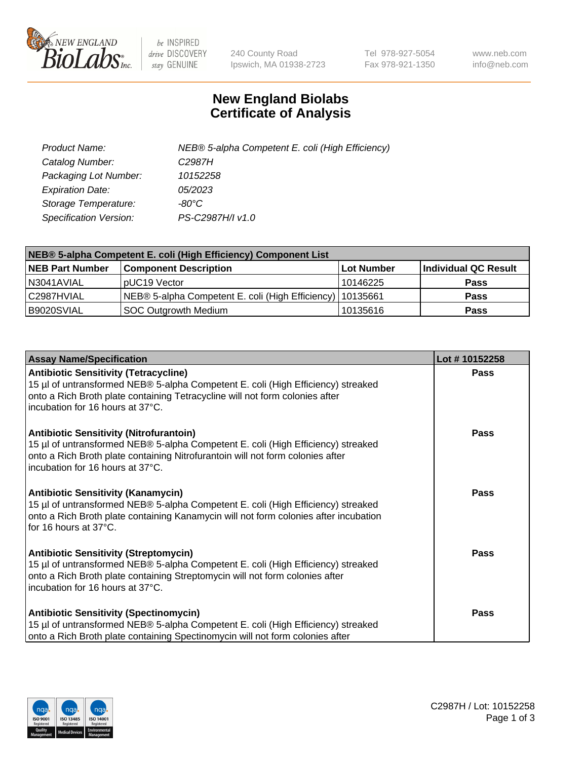# New England Biolabs
# Certificate of Analysis

| | |
|---|---|
| *Product Name:* | *NEB® 5-alpha Competent E. coli (High Efficiency)* |
| *Catalog Number:* | *C2987H* |
| *Packaging Lot Number:* | *10152258* |
| *Expiration Date:* | *05/2023* |
| *Storage Temperature:* | *-80°C* |
| *Specification Version:* | *PS-C2987H/I v1.0* |

| NEB® 5-alpha Competent E. coli (High Efficiency) Component List | | | |
|---|---|---|---|
| **NEB Part Number** | **Component Description** | **Lot Number** | **Individual QC Result** |
| N3041AVIAL | pUC19 Vector | 10146225 | **Pass** |
| C2987HVIAL | NEB® 5-alpha Competent E. coli (High Efficiency) | 10135661 | **Pass** |
| B9020SVIAL | SOC Outgrowth Medium | 10135616 | **Pass** |

| Assay Name/Specification | Lot # 10152258 |
|---|---|
| **Antibiotic Sensitivity (Tetracycline)**<br>15 µl of untransformed NEB® 5-alpha Competent E. coli (High Efficiency) streaked onto a Rich Broth plate containing Tetracycline will not form colonies after incubation for 16 hours at 37°C. | **Pass** |
| **Antibiotic Sensitivity (Nitrofurantoin)**<br>15 µl of untransformed NEB® 5-alpha Competent E. coli (High Efficiency) streaked onto a Rich Broth plate containing Nitrofurantoin will not form colonies after incubation for 16 hours at 37°C. | **Pass** |
| **Antibiotic Sensitivity (Kanamycin)**<br>15 µl of untransformed NEB® 5-alpha Competent E. coli (High Efficiency) streaked onto a Rich Broth plate containing Kanamycin will not form colonies after incubation for 16 hours at 37°C. | **Pass** |
| **Antibiotic Sensitivity (Streptomycin)**<br>15 µl of untransformed NEB® 5-alpha Competent E. coli (High Efficiency) streaked onto a Rich Broth plate containing Streptomycin will not form colonies after incubation for 16 hours at 37°C. | **Pass** |
| **Antibiotic Sensitivity (Spectinomycin)**<br>15 µl of untransformed NEB® 5-alpha Competent E. coli (High Efficiency) streaked onto a Rich Broth plate containing Spectinomycin will not form colonies after | **Pass** |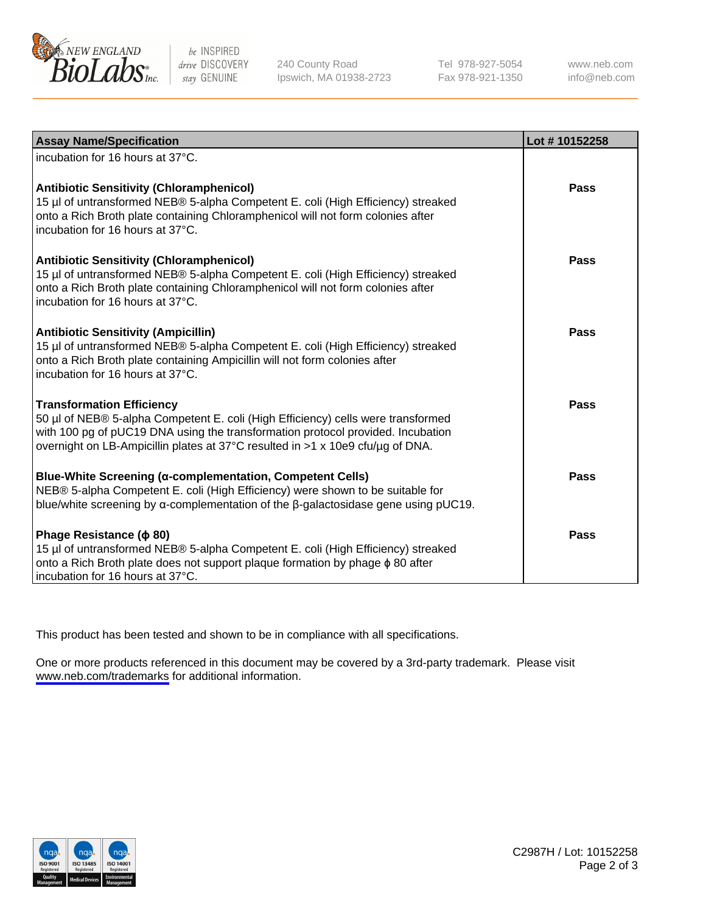| Assay Name/Specification | Lot # 10152258 |
| --- | --- |
| incubation for 16 hours at 37°C. | |
| **Antibiotic Sensitivity (Chloramphenicol)**<br>15 µl of untransformed NEB® 5-alpha Competent E. coli (High Efficiency) streaked onto a Rich Broth plate containing Chloramphenicol will not form colonies after incubation for 16 hours at 37°C. | **Pass** |
| **Antibiotic Sensitivity (Chloramphenicol)**<br>15 µl of untransformed NEB® 5-alpha Competent E. coli (High Efficiency) streaked onto a Rich Broth plate containing Chloramphenicol will not form colonies after incubation for 16 hours at 37°C. | **Pass** |
| **Antibiotic Sensitivity (Ampicillin)**<br>15 µl of untransformed NEB® 5-alpha Competent E. coli (High Efficiency) streaked onto a Rich Broth plate containing Ampicillin will not form colonies after incubation for 16 hours at 37°C. | **Pass** |
| **Transformation Efficiency**<br>50 µl of NEB® 5-alpha Competent E. coli (High Efficiency) cells were transformed with 100 pg of pUC19 DNA using the transformation protocol provided. Incubation overnight on LB-Ampicillin plates at 37°C resulted in >1 x 10e9 cfu/µg of DNA. | **Pass** |
| **Blue-White Screening (α-complementation, Competent Cells)**<br>NEB® 5-alpha Competent E. coli (High Efficiency) were shown to be suitable for blue/white screening by α-complementation of the β-galactosidase gene using pUC19. | **Pass** |
| **Phage Resistance (ϕ 80)**<br>15 µl of untransformed NEB® 5-alpha Competent E. coli (High Efficiency) streaked onto a Rich Broth plate does not support plaque formation by phage ϕ 80 after incubation for 16 hours at 37°C. | **Pass** |

This product has been tested and shown to be in compliance with all specifications.

One or more products referenced in this document may be covered by a 3rd-party trademark. Please visit www.neb.com/trademarks for additional information.

C2987H / Lot: 10152258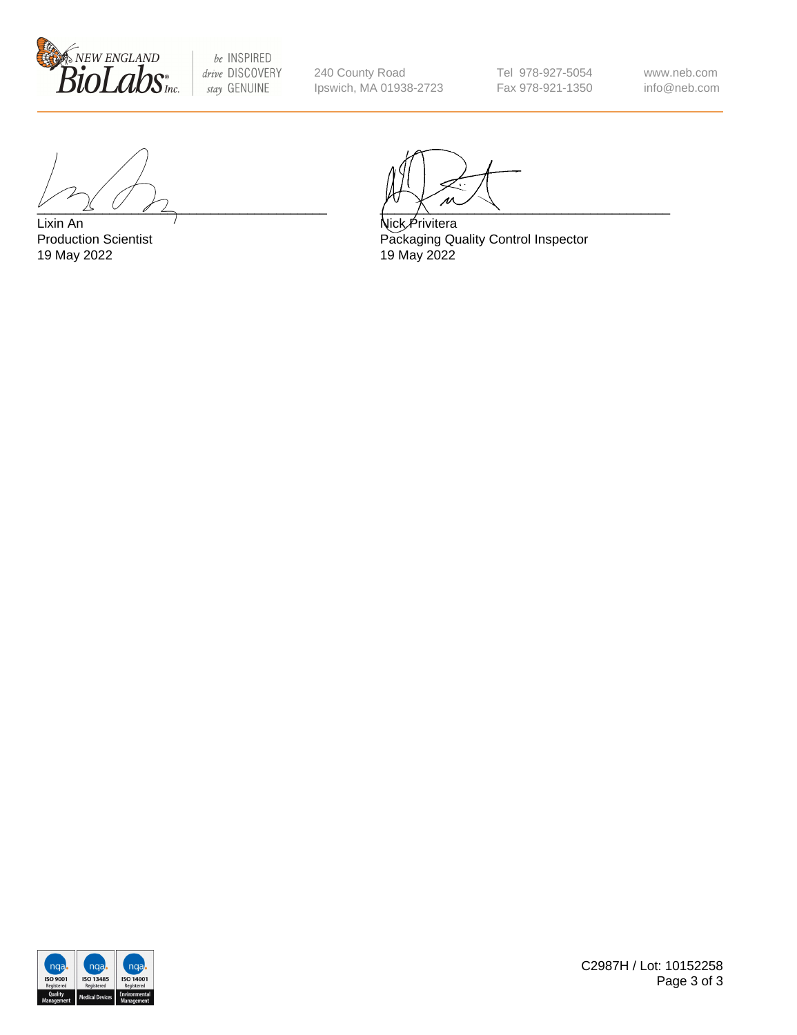NEW ENGLAND BioLabs Inc. — be INSPIRED drive DISCOVERY stay GENUINE

240 County Road
Ipswich, MA 01938-2723

Tel 978-927-5054
Fax 978-921-1350

www.neb.com
info@neb.com

Lixin An
Production Scientist
19 May 2022

Nick Privitera
Packaging Quality Control Inspector
19 May 2022

C2987H / Lot: 10152258